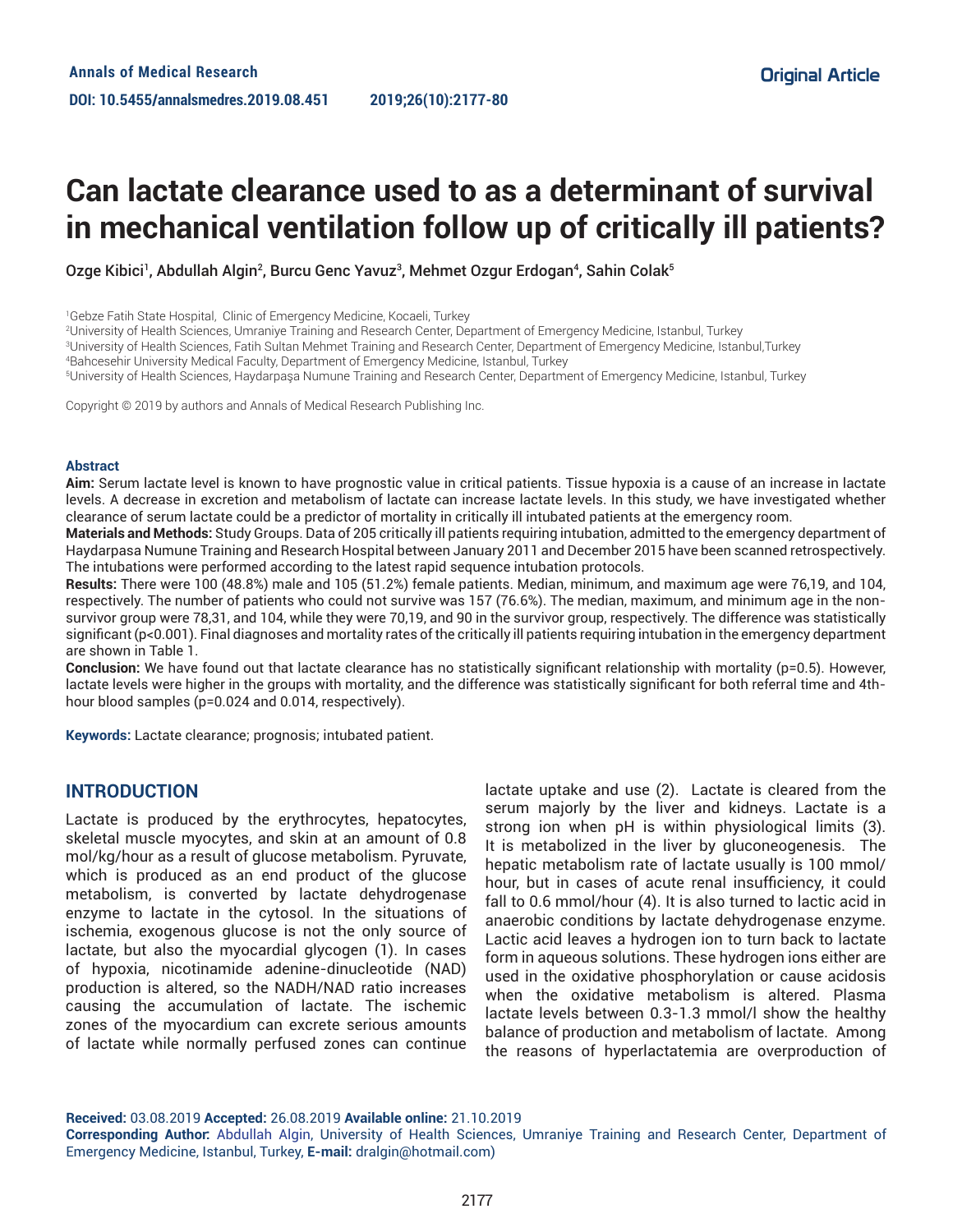Annals of Medical Research

DOI: 10.5455/annalsmedres.2019.08.451

Original Article

# Can lactate clearance used to as a determinant of survival in mechanical ventilation follow up of critically ill patients?

Ozge Kibici[1], Abdullah Algin[2], Burcu Genc Yavuz[3], Mehmet Ozgur Erdogan[4], Sahin Colak[5]

[1]Gebze Fatih State Hospital, Clinic of Emergency Medicine, Kocaeli, Turkey
[2]University of Health Sciences, Umraniye Training and Research Center, Department of Emergency Medicine, Istanbul, Turkey
[3]University of Health Sciences, Fatih Sultan Mehmet Training and Research Center, Department of Emergency Medicine, Istanbul,Turkey
[4]Bahcesehir University Medical Faculty, Department of Emergency Medicine, Istanbul, Turkey
[5]University of Health Sciences, Haydarpaşa Numune Training and Research Center, Department of Emergency Medicine, Istanbul, Turkey

Copyright © 2019 by authors and Annals of Medical Research Publishing Inc.

### Abstract

**Aim:** Serum lactate level is known to have prognostic value in critical patients. Tissue hypoxia is a cause of an increase in lactate levels. A decrease in excretion and metabolism of lactate can increase lactate levels. In this study, we have investigated whether clearance of serum lactate could be a predictor of mortality in critically ill intubated patients at the emergency room.

**Materials and Methods:** Study Groups. Data of 205 critically ill patients requiring intubation, admitted to the emergency department of Haydarpasa Numune Training and Research Hospital between January 2011 and December 2015 have been scanned retrospectively. The intubations were performed according to the latest rapid sequence intubation protocols.

**Results:** There were 100 (48.8%) male and 105 (51.2%) female patients. Median, minimum, and maximum age were 76,19, and 104, respectively. The number of patients who could not survive was 157 (76.6%). The median, maximum, and minimum age in the non-survivor group were 78,31, and 104, while they were 70,19, and 90 in the survivor group, respectively. The difference was statistically significant (p<0.001). Final diagnoses and mortality rates of the critically ill patients requiring intubation in the emergency department are shown in Table 1.

**Conclusion:** We have found out that lactate clearance has no statistically significant relationship with mortality (p=0.5). However, lactate levels were higher in the groups with mortality, and the difference was statistically significant for both referral time and 4th-hour blood samples (p=0.024 and 0.014, respectively).

**Keywords:** Lactate clearance; prognosis; intubated patient.

## INTRODUCTION

Lactate is produced by the erythrocytes, hepatocytes, skeletal muscle myocytes, and skin at an amount of 0.8 mol/kg/hour as a result of glucose metabolism. Pyruvate, which is produced as an end product of the glucose metabolism, is converted by lactate dehydrogenase enzyme to lactate in the cytosol. In the situations of ischemia, exogenous glucose is not the only source of lactate, but also the myocardial glycogen (1). In cases of hypoxia, nicotinamide adenine-dinucleotide (NAD) production is altered, so the NADH/NAD ratio increases causing the accumulation of lactate. The ischemic zones of the myocardium can excrete serious amounts of lactate while normally perfused zones can continue lactate uptake and use (2). Lactate is cleared from the serum majorly by the liver and kidneys. Lactate is a strong ion when pH is within physiological limits (3). It is metabolized in the liver by gluconeogenesis. The hepatic metabolism rate of lactate usually is 100 mmol/hour, but in cases of acute renal insufficiency, it could fall to 0.6 mmol/hour (4). It is also turned to lactic acid in anaerobic conditions by lactate dehydrogenase enzyme. Lactic acid leaves a hydrogen ion to turn back to lactate form in aqueous solutions. These hydrogen ions either are used in the oxidative phosphorylation or cause acidosis when the oxidative metabolism is altered. Plasma lactate levels between 0.3-1.3 mmol/l show the healthy balance of production and metabolism of lactate. Among the reasons of hyperlactatemia are overproduction of

**Received:** 03.08.2019 **Accepted:** 26.08.2019 **Available online:** 21.10.2019

**Corresponding Author:** Abdullah Algin, University of Health Sciences, Umraniye Training and Research Center, Department of Emergency Medicine, Istanbul, Turkey, **E-mail:** dralgin@hotmail.com)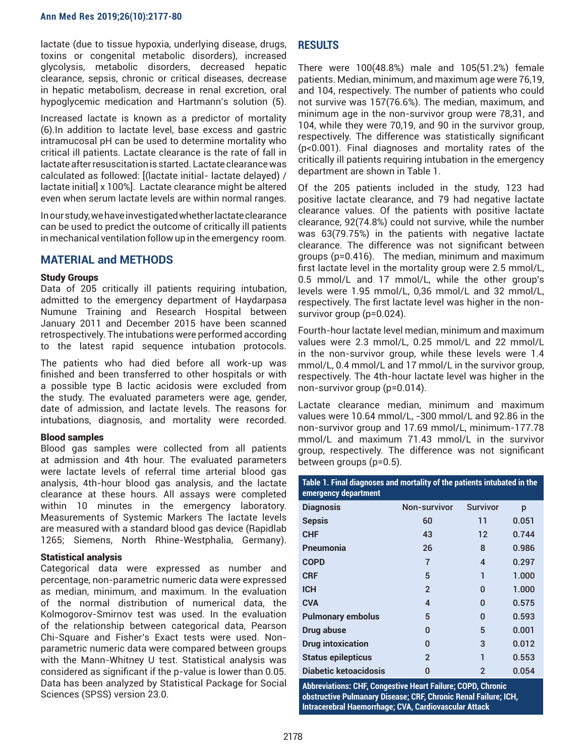lactate (due to tissue hypoxia, underlying disease, drugs, toxins or congenital metabolic disorders), increased glycolysis, metabolic disorders, decreased hepatic clearance, sepsis, chronic or critical diseases, decrease in hepatic metabolism, decrease in renal excretion, oral hypoglycemic medication and Hartmann's solution (5).

Increased lactate is known as a predictor of mortality (6).In addition to lactate level, base excess and gastric intramucosal pH can be used to determine mortality who critical ill patients. Lactate clearance is the rate of fall in lactate after resuscitation is started. Lactate clearance was calculated as followed: [(lactate initial- lactate delayed) / lactate initial] x 100%]. Lactate clearance might be altered even when serum lactate levels are within normal ranges.

In our study, we have investigated whether lactate clearance can be used to predict the outcome of critically ill patients in mechanical ventilation follow up in the emergency room.

## MATERIAL and METHODS

### Study Groups

Data of 205 critically ill patients requiring intubation, admitted to the emergency department of Haydarpasa Numune Training and Research Hospital between January 2011 and December 2015 have been scanned retrospectively. The intubations were performed according to the latest rapid sequence intubation protocols.

The patients who had died before all work-up was finished and been transferred to other hospitals or with a possible type B lactic acidosis were excluded from the study. The evaluated parameters were age, gender, date of admission, and lactate levels. The reasons for intubations, diagnosis, and mortality were recorded.

### Blood samples

Blood gas samples were collected from all patients at admission and 4th hour. The evaluated parameters were lactate levels of referral time arterial blood gas analysis, 4th-hour blood gas analysis, and the lactate clearance at these hours. All assays were completed within 10 minutes in the emergency laboratory. Measurements of Systemic Markers The lactate levels are measured with a standard blood gas device (Rapidlab 1265; Siemens, North Rhine-Westphalia, Germany).

### Statistical analysis

Categorical data were expressed as number and percentage, non-parametric numeric data were expressed as median, minimum, and maximum. In the evaluation of the normal distribution of numerical data, the Kolmogorov-Smirnov test was used. In the evaluation of the relationship between categorical data, Pearson Chi-Square and Fisher's Exact tests were used. Non-parametric numeric data were compared between groups with the Mann-Whitney U test. Statistical analysis was considered as significant if the p-value is lower than 0.05. Data has been analyzed by Statistical Package for Social Sciences (SPSS) version 23.0.

## RESULTS

There were 100(48.8%) male and 105(51.2%) female patients. Median, minimum, and maximum age were 76,19, and 104, respectively. The number of patients who could not survive was 157(76.6%). The median, maximum, and minimum age in the non-survivor group were 78,31, and 104, while they were 70,19, and 90 in the survivor group, respectively. The difference was statistically significant (p<0.001). Final diagnoses and mortality rates of the critically ill patients requiring intubation in the emergency department are shown in Table 1.

Of the 205 patients included in the study, 123 had positive lactate clearance, and 79 had negative lactate clearance values. Of the patients with positive lactate clearance, 92(74.8%) could not survive, while the number was 63(79.75%) in the patients with negative lactate clearance. The difference was not significant between groups (p=0.416). The median, minimum and maximum first lactate level in the mortality group were 2.5 mmol/L, 0.5 mmol/L and 17 mmol/L, while the other group's levels were 1.95 mmol/L, 0,36 mmol/L and 32 mmol/L, respectively. The first lactate level was higher in the non-survivor group (p=0.024).

Fourth-hour lactate level median, minimum and maximum values were 2.3 mmol/L, 0.25 mmol/L and 22 mmol/L in the non-survivor group, while these levels were 1.4 mmol/L, 0.4 mmol/L and 17 mmol/L in the survivor group, respectively. The 4th-hour lactate level was higher in the non-survivor group (p=0.014).

Lactate clearance median, minimum and maximum values were 10.64 mmol/L, -300 mmol/L and 92.86 in the non-survivor group and 17.69 mmol/L, minimum-177.78 mmol/L and maximum 71.43 mmol/L in the survivor group, respectively. The difference was not significant between groups (p=0.5).

**Table 1. Final diagnoses and mortality of the patients intubated in the emergency department**

| Diagnosis | Non-survivor | Survivor | p |
|---|---|---|---|
| Sepsis | 60 | 11 | 0.051 |
| CHF | 43 | 12 | 0.744 |
| Pneumonia | 26 | 8 | 0.986 |
| COPD | 7 | 4 | 0.297 |
| CRF | 5 | 1 | 1.000 |
| ICH | 2 | 0 | 1.000 |
| CVA | 4 | 0 | 0.575 |
| Pulmonary embolus | 5 | 0 | 0.593 |
| Drug abuse | 0 | 5 | 0.001 |
| Drug intoxication | 0 | 3 | 0.012 |
| Status epilepticus | 2 | 1 | 0.553 |
| Diabetic ketoacidosis | 0 | 2 | 0.054 |

Abbreviations: CHF, Congestive Heart Failure; COPD, Chronic obstructive Pulmanary Disease; CRF, Chronic Renal Failure; ICH, Intracerebral Haemorrhage; CVA, Cardiovascular Attack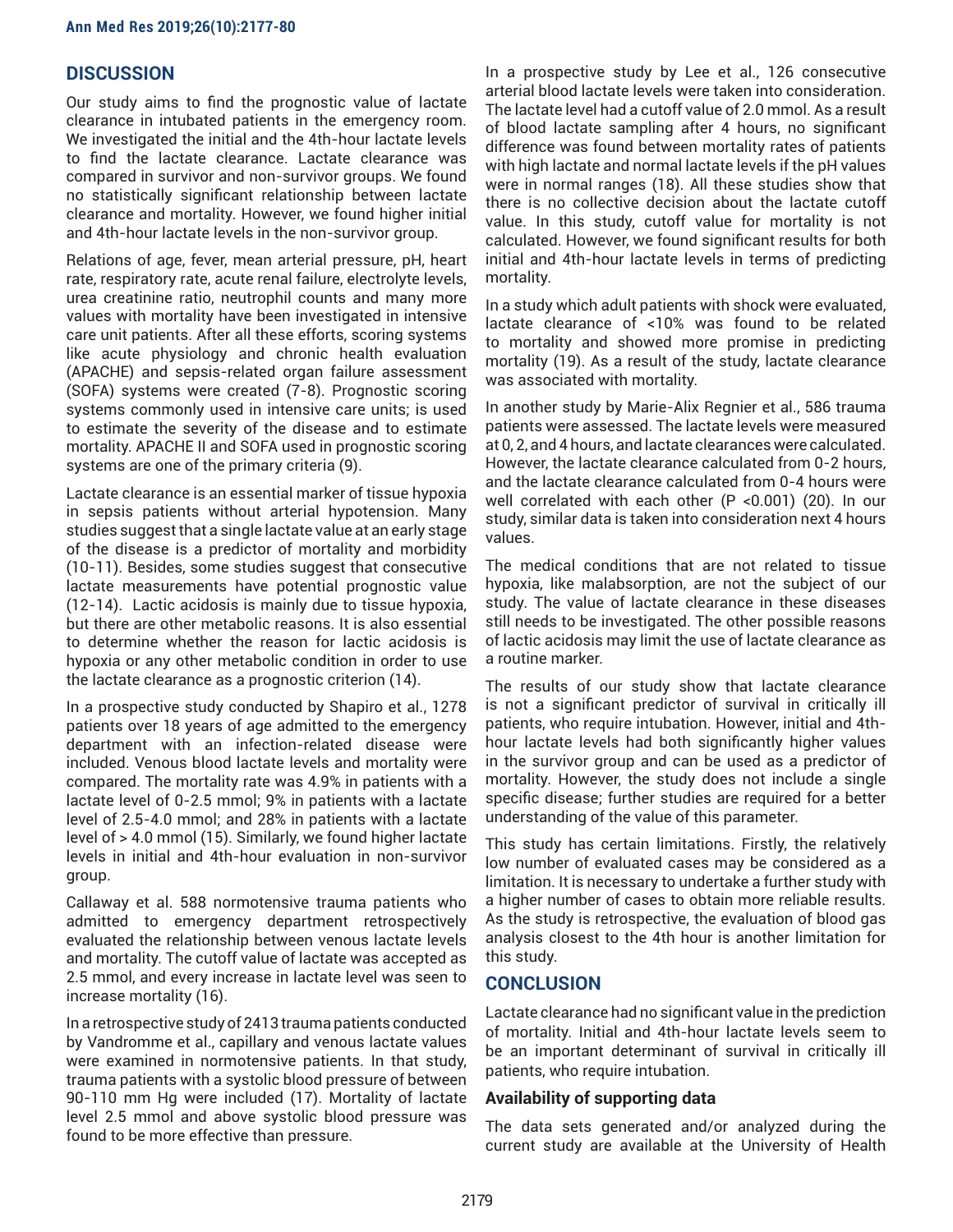## DISCUSSION

Our study aims to find the prognostic value of lactate clearance in intubated patients in the emergency room. We investigated the initial and the 4th-hour lactate levels to find the lactate clearance. Lactate clearance was compared in survivor and non-survivor groups. We found no statistically significant relationship between lactate clearance and mortality. However, we found higher initial and 4th-hour lactate levels in the non-survivor group.

Relations of age, fever, mean arterial pressure, pH, heart rate, respiratory rate, acute renal failure, electrolyte levels, urea creatinine ratio, neutrophil counts and many more values with mortality have been investigated in intensive care unit patients. After all these efforts, scoring systems like acute physiology and chronic health evaluation (APACHE) and sepsis-related organ failure assessment (SOFA) systems were created (7-8). Prognostic scoring systems commonly used in intensive care units; is used to estimate the severity of the disease and to estimate mortality. APACHE II and SOFA used in prognostic scoring systems are one of the primary criteria (9).

Lactate clearance is an essential marker of tissue hypoxia in sepsis patients without arterial hypotension. Many studies suggest that a single lactate value at an early stage of the disease is a predictor of mortality and morbidity (10-11). Besides, some studies suggest that consecutive lactate measurements have potential prognostic value (12-14). Lactic acidosis is mainly due to tissue hypoxia, but there are other metabolic reasons. It is also essential to determine whether the reason for lactic acidosis is hypoxia or any other metabolic condition in order to use the lactate clearance as a prognostic criterion (14).

In a prospective study conducted by Shapiro et al., 1278 patients over 18 years of age admitted to the emergency department with an infection-related disease were included. Venous blood lactate levels and mortality were compared. The mortality rate was 4.9% in patients with a lactate level of 0-2.5 mmol; 9% in patients with a lactate level of 2.5-4.0 mmol; and 28% in patients with a lactate level of > 4.0 mmol (15). Similarly, we found higher lactate levels in initial and 4th-hour evaluation in non-survivor group.

Callaway et al. 588 normotensive trauma patients who admitted to emergency department retrospectively evaluated the relationship between venous lactate levels and mortality. The cutoff value of lactate was accepted as 2.5 mmol, and every increase in lactate level was seen to increase mortality (16).

In a retrospective study of 2413 trauma patients conducted by Vandromme et al., capillary and venous lactate values were examined in normotensive patients. In that study, trauma patients with a systolic blood pressure of between 90-110 mm Hg were included (17). Mortality of lactate level 2.5 mmol and above systolic blood pressure was found to be more effective than pressure.

In a prospective study by Lee et al., 126 consecutive arterial blood lactate levels were taken into consideration. The lactate level had a cutoff value of 2.0 mmol. As a result of blood lactate sampling after 4 hours, no significant difference was found between mortality rates of patients with high lactate and normal lactate levels if the pH values were in normal ranges (18). All these studies show that there is no collective decision about the lactate cutoff value. In this study, cutoff value for mortality is not calculated. However, we found significant results for both initial and 4th-hour lactate levels in terms of predicting mortality.

In a study which adult patients with shock were evaluated, lactate clearance of <10% was found to be related to mortality and showed more promise in predicting mortality (19). As a result of the study, lactate clearance was associated with mortality.

In another study by Marie-Alix Regnier et al., 586 trauma patients were assessed. The lactate levels were measured at 0, 2, and 4 hours, and lactate clearances were calculated. However, the lactate clearance calculated from 0-2 hours, and the lactate clearance calculated from 0-4 hours were well correlated with each other (P <0.001) (20). In our study, similar data is taken into consideration next 4 hours values.

The medical conditions that are not related to tissue hypoxia, like malabsorption, are not the subject of our study. The value of lactate clearance in these diseases still needs to be investigated. The other possible reasons of lactic acidosis may limit the use of lactate clearance as a routine marker.

The results of our study show that lactate clearance is not a significant predictor of survival in critically ill patients, who require intubation. However, initial and 4th-hour lactate levels had both significantly higher values in the survivor group and can be used as a predictor of mortality. However, the study does not include a single specific disease; further studies are required for a better understanding of the value of this parameter.

This study has certain limitations. Firstly, the relatively low number of evaluated cases may be considered as a limitation. It is necessary to undertake a further study with a higher number of cases to obtain more reliable results. As the study is retrospective, the evaluation of blood gas analysis closest to the 4th hour is another limitation for this study.

## CONCLUSION

Lactate clearance had no significant value in the prediction of mortality. Initial and 4th-hour lactate levels seem to be an important determinant of survival in critically ill patients, who require intubation.

### Availability of supporting data

The data sets generated and/or analyzed during the current study are available at the University of Health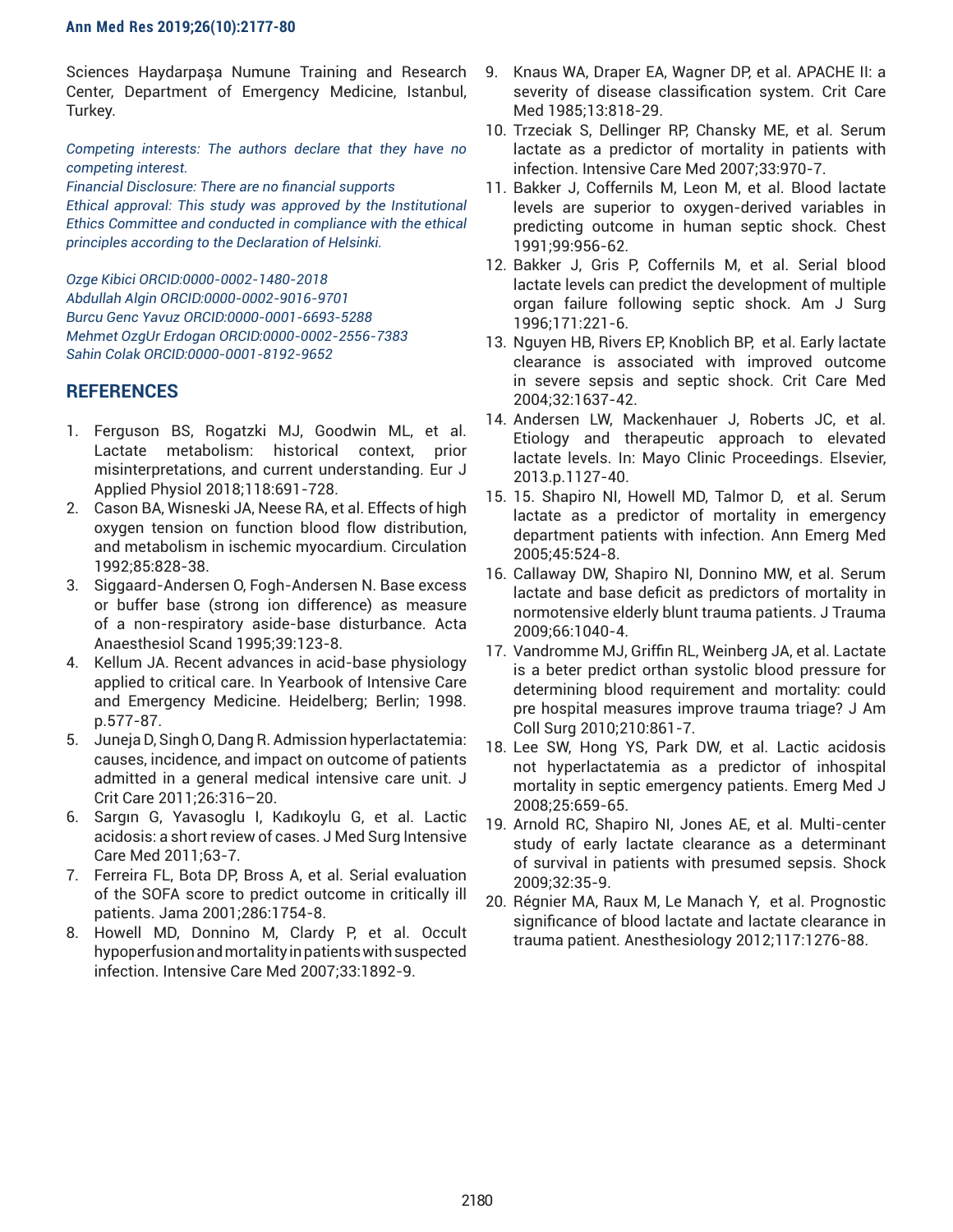Sciences Haydarpaşa Numune Training and Research Center, Department of Emergency Medicine, Istanbul, Turkey.

*Competing interests: The authors declare that they have no competing interest.*
*Financial Disclosure: There are no financial supports*
*Ethical approval: This study was approved by the Institutional Ethics Committee and conducted in compliance with the ethical principles according to the Declaration of Helsinki.*

*Ozge Kibici ORCID:0000-0002-1480-2018*
*Abdullah Algin ORCID:0000-0002-9016-9701*
*Burcu Genc Yavuz ORCID:0000-0001-6693-5288*
*Mehmet OzgUr Erdogan ORCID:0000-0002-2556-7383*
*Sahin Colak ORCID:0000-0001-8192-9652*

## REFERENCES

1. Ferguson BS, Rogatzki MJ, Goodwin ML, et al. Lactate metabolism: historical context, prior misinterpretations, and current understanding. Eur J Applied Physiol 2018;118:691-728.
2. Cason BA, Wisneski JA, Neese RA, et al. Effects of high oxygen tension on function blood flow distribution, and metabolism in ischemic myocardium. Circulation 1992;85:828-38.
3. Siggaard-Andersen O, Fogh-Andersen N. Base excess or buffer base (strong ion difference) as measure of a non-respiratory aside-base disturbance. Acta Anaesthesiol Scand 1995;39:123-8.
4. Kellum JA. Recent advances in acid-base physiology applied to critical care. In Yearbook of Intensive Care and Emergency Medicine. Heidelberg; Berlin; 1998. p.577-87.
5. Juneja D, Singh O, Dang R. Admission hyperlactatemia: causes, incidence, and impact on outcome of patients admitted in a general medical intensive care unit. J Crit Care 2011;26:316–20.
6. Sargın G, Yavasoglu I, Kadıkoylu G, et al. Lactic acidosis: a short review of cases. J Med Surg Intensive Care Med 2011;63-7.
7. Ferreira FL, Bota DP, Bross A, et al. Serial evaluation of the SOFA score to predict outcome in critically ill patients. Jama 2001;286:1754-8.
8. Howell MD, Donnino M, Clardy P, et al. Occult hypoperfusion and mortality in patients with suspected infection. Intensive Care Med 2007;33:1892-9.
9. Knaus WA, Draper EA, Wagner DP, et al. APACHE II: a severity of disease classification system. Crit Care Med 1985;13:818-29.
10. Trzeciak S, Dellinger RP, Chansky ME, et al. Serum lactate as a predictor of mortality in patients with infection. Intensive Care Med 2007;33:970-7.
11. Bakker J, Coffernils M, Leon M, et al. Blood lactate levels are superior to oxygen-derived variables in predicting outcome in human septic shock. Chest 1991;99:956-62.
12. Bakker J, Gris P, Coffernils M, et al. Serial blood lactate levels can predict the development of multiple organ failure following septic shock. Am J Surg 1996;171:221-6.
13. Nguyen HB, Rivers EP, Knoblich BP, et al. Early lactate clearance is associated with improved outcome in severe sepsis and septic shock. Crit Care Med 2004;32:1637-42.
14. Andersen LW, Mackenhauer J, Roberts JC, et al. Etiology and therapeutic approach to elevated lactate levels. In: Mayo Clinic Proceedings. Elsevier, 2013.p.1127-40.
15. 15. Shapiro NI, Howell MD, Talmor D, et al. Serum lactate as a predictor of mortality in emergency department patients with infection. Ann Emerg Med 2005;45:524-8.
16. Callaway DW, Shapiro NI, Donnino MW, et al. Serum lactate and base deficit as predictors of mortality in normotensive elderly blunt trauma patients. J Trauma 2009;66:1040-4.
17. Vandromme MJ, Griffin RL, Weinberg JA, et al. Lactate is a beter predict orthan systolic blood pressure for determining blood requirement and mortality: could pre hospital measures improve trauma triage? J Am Coll Surg 2010;210:861-7.
18. Lee SW, Hong YS, Park DW, et al. Lactic acidosis not hyperlactatemia as a predictor of inhospital mortality in septic emergency patients. Emerg Med J 2008;25:659-65.
19. Arnold RC, Shapiro NI, Jones AE, et al. Multi-center study of early lactate clearance as a determinant of survival in patients with presumed sepsis. Shock 2009;32:35-9.
20. Régnier MA, Raux M, Le Manach Y, et al. Prognostic significance of blood lactate and lactate clearance in trauma patient. Anesthesiology 2012;117:1276-88.